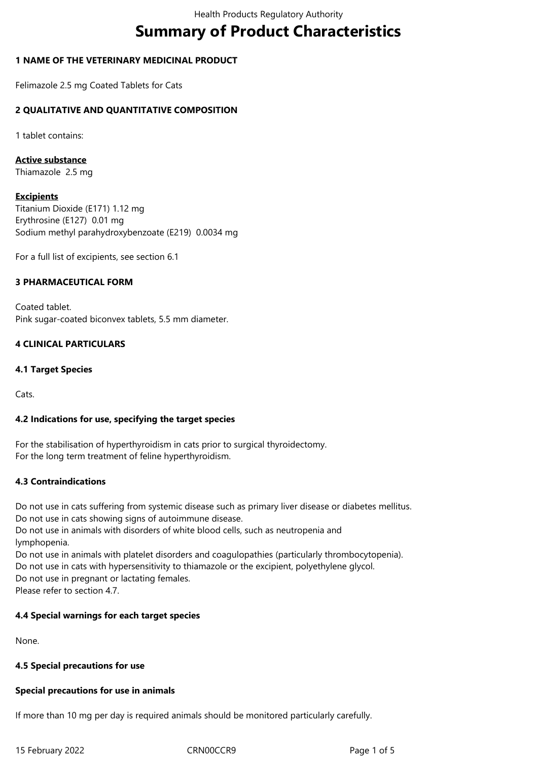# Summary of Product Characteristics

## 1 NAME OF THE VETERINARY MEDICINAL PRODUCT

Felimazole 2.5 mg Coated Tablets for Cats

## 2 QUALITATIVE AND QUANTITATIVE COMPOSITION

1 tablet contains:

**Active substance**
Thiamazole 2.5 mg

**Excipients**
Titanium Dioxide (E171) 1.12 mg
Erythrosine (E127) 0.01 mg
Sodium methyl parahydroxybenzoate (E219) 0.0034 mg

For a full list of excipients, see section 6.1

## 3 PHARMACEUTICAL FORM

Coated tablet.
Pink sugar-coated biconvex tablets, 5.5 mm diameter.

## 4 CLINICAL PARTICULARS

### 4.1 Target Species

Cats.

### 4.2 Indications for use, specifying the target species

For the stabilisation of hyperthyroidism in cats prior to surgical thyroidectomy.
For the long term treatment of feline hyperthyroidism.

### 4.3 Contraindications

Do not use in cats suffering from systemic disease such as primary liver disease or diabetes mellitus.
Do not use in cats showing signs of autoimmune disease.
Do not use in animals with disorders of white blood cells, such as neutropenia and lymphopenia.
Do not use in animals with platelet disorders and coagulopathies (particularly thrombocytopenia).
Do not use in cats with hypersensitivity to thiamazole or the excipient, polyethylene glycol.
Do not use in pregnant or lactating females.
Please refer to section 4.7.

### 4.4 Special warnings for each target species

None.

### 4.5 Special precautions for use

**Special precautions for use in animals**

If more than 10 mg per day is required animals should be monitored particularly carefully.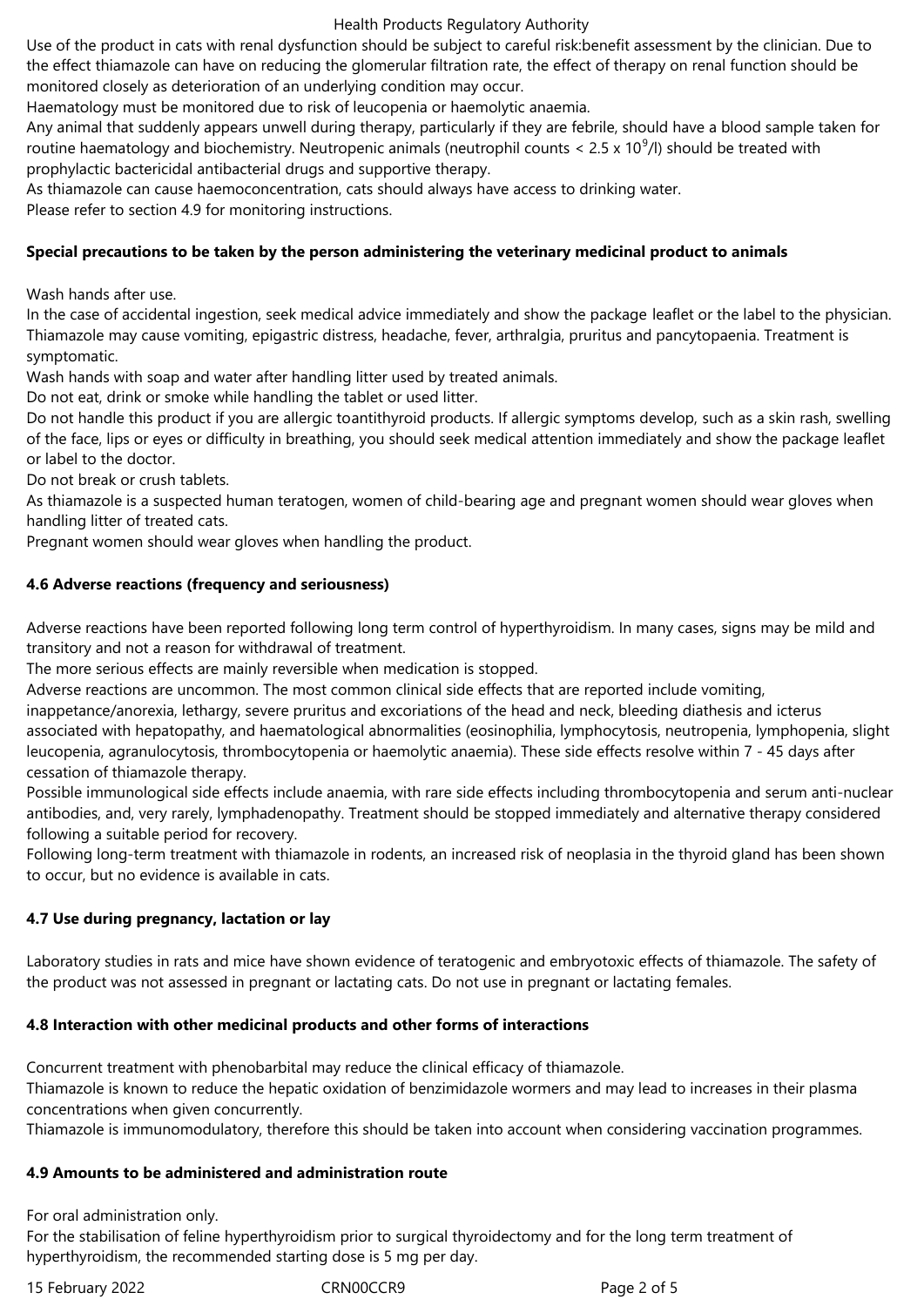Use of the product in cats with renal dysfunction should be subject to careful risk:benefit assessment by the clinician. Due to the effect thiamazole can have on reducing the glomerular filtration rate, the effect of therapy on renal function should be monitored closely as deterioration of an underlying condition may occur.

Haematology must be monitored due to risk of leucopenia or haemolytic anaemia.

Any animal that suddenly appears unwell during therapy, particularly if they are febrile, should have a blood sample taken for routine haematology and biochemistry. Neutropenic animals (neutrophil counts < $2.5 \times 10^9$/l) should be treated with prophylactic bactericidal antibacterial drugs and supportive therapy.

As thiamazole can cause haemoconcentration, cats should always have access to drinking water.

Please refer to section 4.9 for monitoring instructions.

**Special precautions to be taken by the person administering the veterinary medicinal product to animals**

Wash hands after use.

In the case of accidental ingestion, seek medical advice immediately and show the package leaflet or the label to the physician. Thiamazole may cause vomiting, epigastric distress, headache, fever, arthralgia, pruritus and pancytopaenia. Treatment is symptomatic.

Wash hands with soap and water after handling litter used by treated animals.

Do not eat, drink or smoke while handling the tablet or used litter.

Do not handle this product if you are allergic toantithyroid products. If allergic symptoms develop, such as a skin rash, swelling of the face, lips or eyes or difficulty in breathing, you should seek medical attention immediately and show the package leaflet or label to the doctor.

Do not break or crush tablets.

As thiamazole is a suspected human teratogen, women of child-bearing age and pregnant women should wear gloves when handling litter of treated cats.

Pregnant women should wear gloves when handling the product.

**4.6 Adverse reactions (frequency and seriousness)**

Adverse reactions have been reported following long term control of hyperthyroidism. In many cases, signs may be mild and transitory and not a reason for withdrawal of treatment.

The more serious effects are mainly reversible when medication is stopped.

Adverse reactions are uncommon. The most common clinical side effects that are reported include vomiting, inappetance/anorexia, lethargy, severe pruritus and excoriations of the head and neck, bleeding diathesis and icterus associated with hepatopathy, and haematological abnormalities (eosinophilia, lymphocytosis, neutropenia, lymphopenia, slight leucopenia, agranulocytosis, thrombocytopenia or haemolytic anaemia). These side effects resolve within 7 - 45 days after cessation of thiamazole therapy.

Possible immunological side effects include anaemia, with rare side effects including thrombocytopenia and serum anti-nuclear antibodies, and, very rarely, lymphadenopathy. Treatment should be stopped immediately and alternative therapy considered following a suitable period for recovery.

Following long-term treatment with thiamazole in rodents, an increased risk of neoplasia in the thyroid gland has been shown to occur, but no evidence is available in cats.

**4.7 Use during pregnancy, lactation or lay**

Laboratory studies in rats and mice have shown evidence of teratogenic and embryotoxic effects of thiamazole. The safety of the product was not assessed in pregnant or lactating cats. Do not use in pregnant or lactating females.

**4.8 Interaction with other medicinal products and other forms of interactions**

Concurrent treatment with phenobarbital may reduce the clinical efficacy of thiamazole.

Thiamazole is known to reduce the hepatic oxidation of benzimidazole wormers and may lead to increases in their plasma concentrations when given concurrently.

Thiamazole is immunomodulatory, therefore this should be taken into account when considering vaccination programmes.

**4.9 Amounts to be administered and administration route**

For oral administration only.

For the stabilisation of feline hyperthyroidism prior to surgical thyroidectomy and for the long term treatment of hyperthyroidism, the recommended starting dose is 5 mg per day.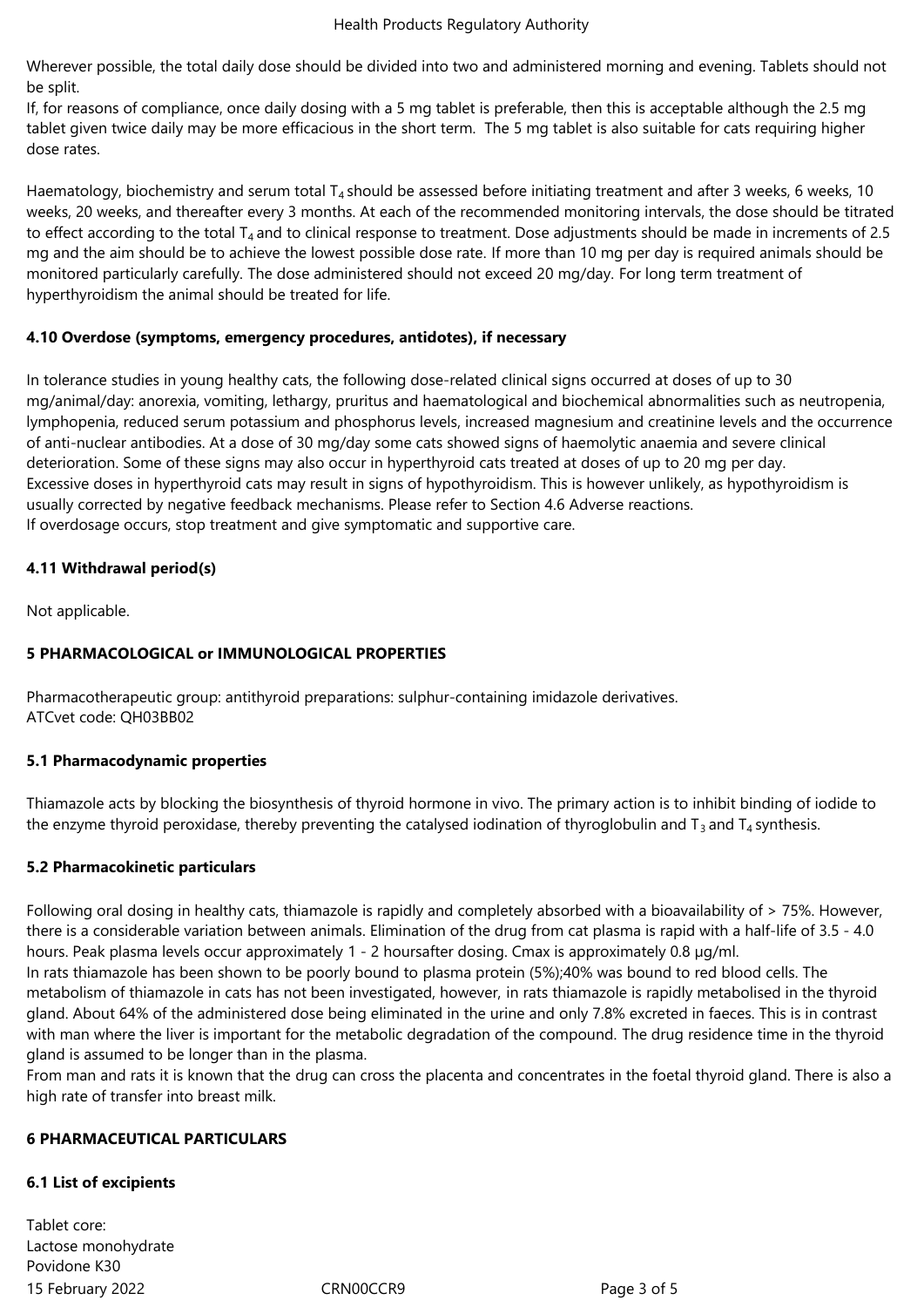Wherever possible, the total daily dose should be divided into two and administered morning and evening. Tablets should not be split.
If, for reasons of compliance, once daily dosing with a 5 mg tablet is preferable, then this is acceptable although the 2.5 mg tablet given twice daily may be more efficacious in the short term. The 5 mg tablet is also suitable for cats requiring higher dose rates.

Haematology, biochemistry and serum total $T_4$ should be assessed before initiating treatment and after 3 weeks, 6 weeks, 10 weeks, 20 weeks, and thereafter every 3 months. At each of the recommended monitoring intervals, the dose should be titrated to effect according to the total $T_4$ and to clinical response to treatment. Dose adjustments should be made in increments of 2.5 mg and the aim should be to achieve the lowest possible dose rate. If more than 10 mg per day is required animals should be monitored particularly carefully. The dose administered should not exceed 20 mg/day. For long term treatment of hyperthyroidism the animal should be treated for life.

### 4.10 Overdose (symptoms, emergency procedures, antidotes), if necessary

In tolerance studies in young healthy cats, the following dose-related clinical signs occurred at doses of up to 30 mg/animal/day: anorexia, vomiting, lethargy, pruritus and haematological and biochemical abnormalities such as neutropenia, lymphopenia, reduced serum potassium and phosphorus levels, increased magnesium and creatinine levels and the occurrence of anti-nuclear antibodies. At a dose of 30 mg/day some cats showed signs of haemolytic anaemia and severe clinical deterioration. Some of these signs may also occur in hyperthyroid cats treated at doses of up to 20 mg per day.
Excessive doses in hyperthyroid cats may result in signs of hypothyroidism. This is however unlikely, as hypothyroidism is usually corrected by negative feedback mechanisms. Please refer to Section 4.6 Adverse reactions.
If overdosage occurs, stop treatment and give symptomatic and supportive care.

### 4.11 Withdrawal period(s)

Not applicable.

## 5 PHARMACOLOGICAL or IMMUNOLOGICAL PROPERTIES

Pharmacotherapeutic group: antithyroid preparations: sulphur-containing imidazole derivatives.
ATCvet code: QH03BB02

### 5.1 Pharmacodynamic properties

Thiamazole acts by blocking the biosynthesis of thyroid hormone in vivo. The primary action is to inhibit binding of iodide to the enzyme thyroid peroxidase, thereby preventing the catalysed iodination of thyroglobulin and $T_3$ and $T_4$ synthesis.

### 5.2 Pharmacokinetic particulars

Following oral dosing in healthy cats, thiamazole is rapidly and completely absorbed with a bioavailability of > 75%. However, there is a considerable variation between animals. Elimination of the drug from cat plasma is rapid with a half-life of 3.5 - 4.0 hours. Peak plasma levels occur approximately 1 - 2 hoursafter dosing. Cmax is approximately 0.8 µg/ml.
In rats thiamazole has been shown to be poorly bound to plasma protein (5%);40% was bound to red blood cells. The metabolism of thiamazole in cats has not been investigated, however, in rats thiamazole is rapidly metabolised in the thyroid gland. About 64% of the administered dose being eliminated in the urine and only 7.8% excreted in faeces. This is in contrast with man where the liver is important for the metabolic degradation of the compound. The drug residence time in the thyroid gland is assumed to be longer than in the plasma.
From man and rats it is known that the drug can cross the placenta and concentrates in the foetal thyroid gland. There is also a high rate of transfer into breast milk.

## 6 PHARMACEUTICAL PARTICULARS

### 6.1 List of excipients

Tablet core:
Lactose monohydrate
Povidone K30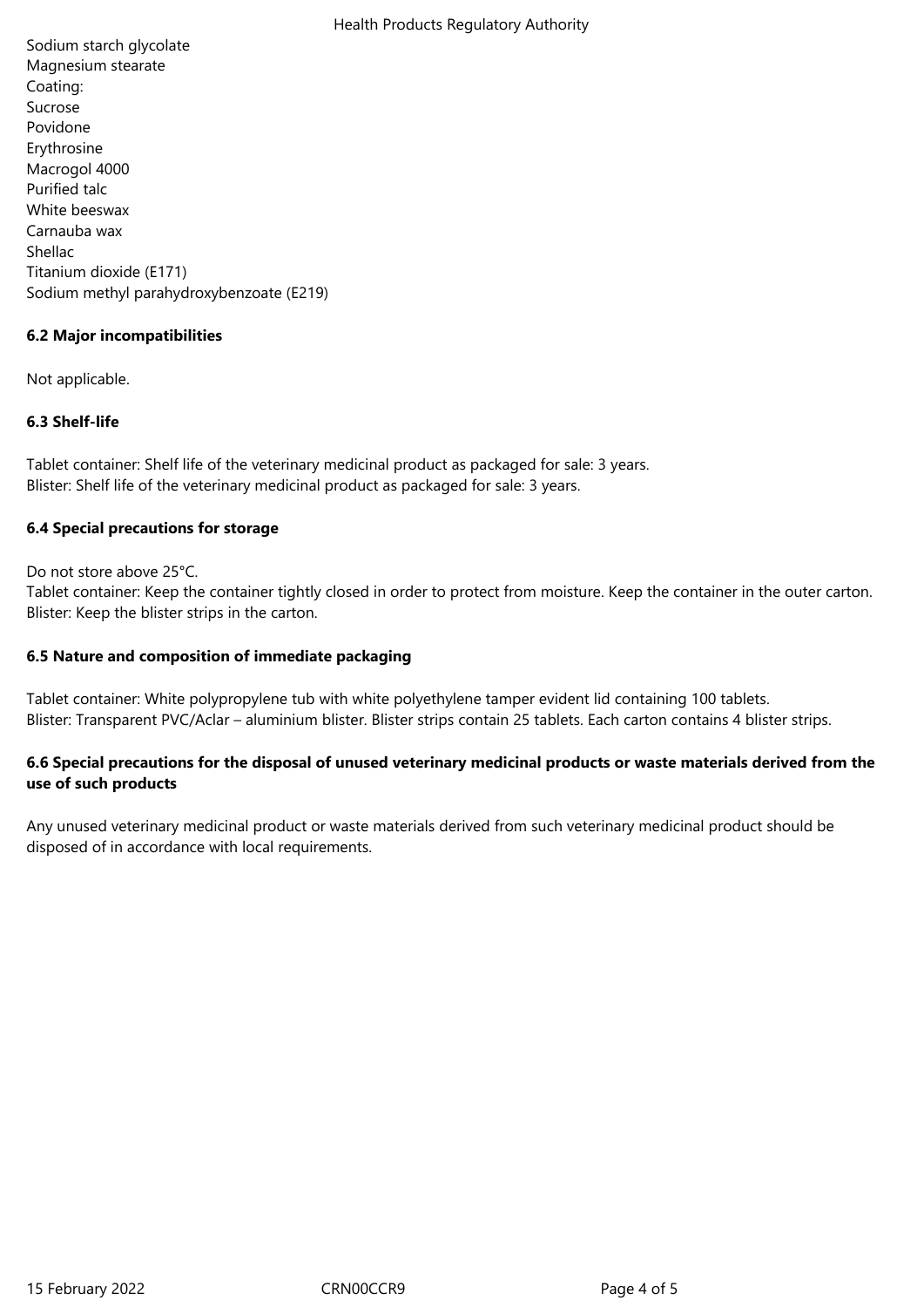Sodium starch glycolate
Magnesium stearate
Coating:
Sucrose
Povidone
Erythrosine
Macrogol 4000
Purified talc
White beeswax
Carnauba wax
Shellac
Titanium dioxide (E171)
Sodium methyl parahydroxybenzoate (E219)

### 6.2 Major incompatibilities

Not applicable.

### 6.3 Shelf-life

Tablet container: Shelf life of the veterinary medicinal product as packaged for sale: 3 years.
Blister: Shelf life of the veterinary medicinal product as packaged for sale: 3 years.

### 6.4 Special precautions for storage

Do not store above 25°C.
Tablet container: Keep the container tightly closed in order to protect from moisture. Keep the container in the outer carton.
Blister: Keep the blister strips in the carton.

### 6.5 Nature and composition of immediate packaging

Tablet container: White polypropylene tub with white polyethylene tamper evident lid containing 100 tablets.
Blister: Transparent PVC/Aclar – aluminium blister. Blister strips contain 25 tablets. Each carton contains 4 blister strips.

### 6.6 Special precautions for the disposal of unused veterinary medicinal products or waste materials derived from the use of such products

Any unused veterinary medicinal product or waste materials derived from such veterinary medicinal product should be disposed of in accordance with local requirements.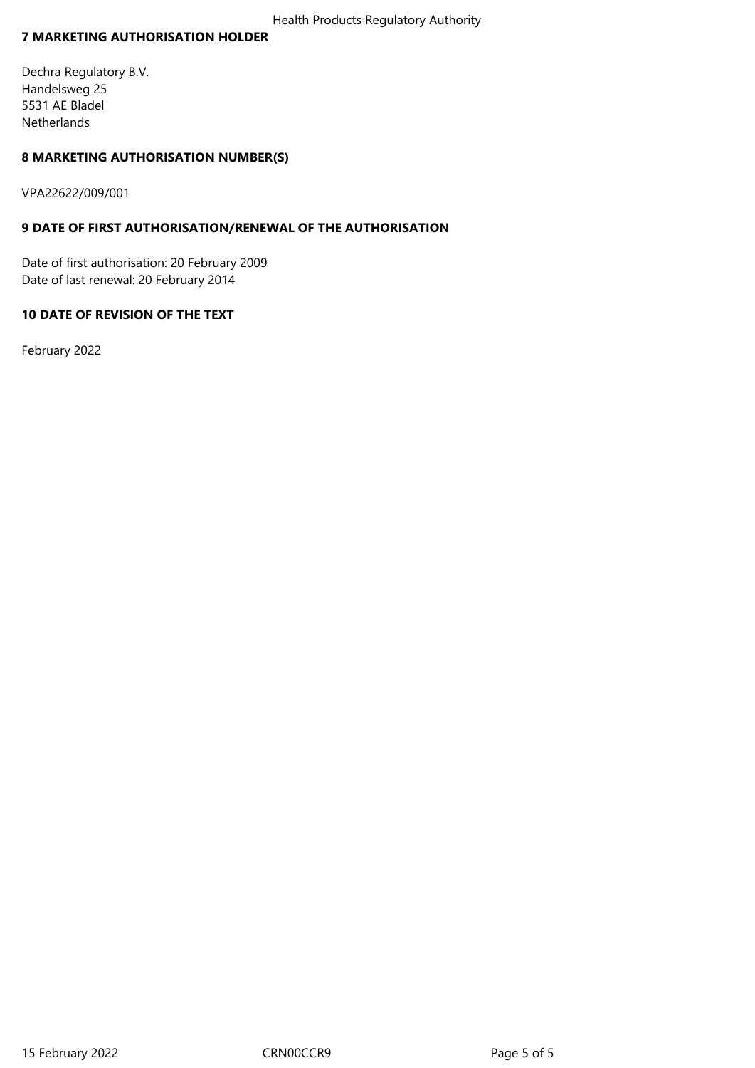## 7 MARKETING AUTHORISATION HOLDER

Dechra Regulatory B.V.
Handelsweg 25
5531 AE Bladel
Netherlands

## 8 MARKETING AUTHORISATION NUMBER(S)

VPA22622/009/001

## 9 DATE OF FIRST AUTHORISATION/RENEWAL OF THE AUTHORISATION

Date of first authorisation: 20 February 2009
Date of last renewal: 20 February 2014

## 10 DATE OF REVISION OF THE TEXT

February 2022